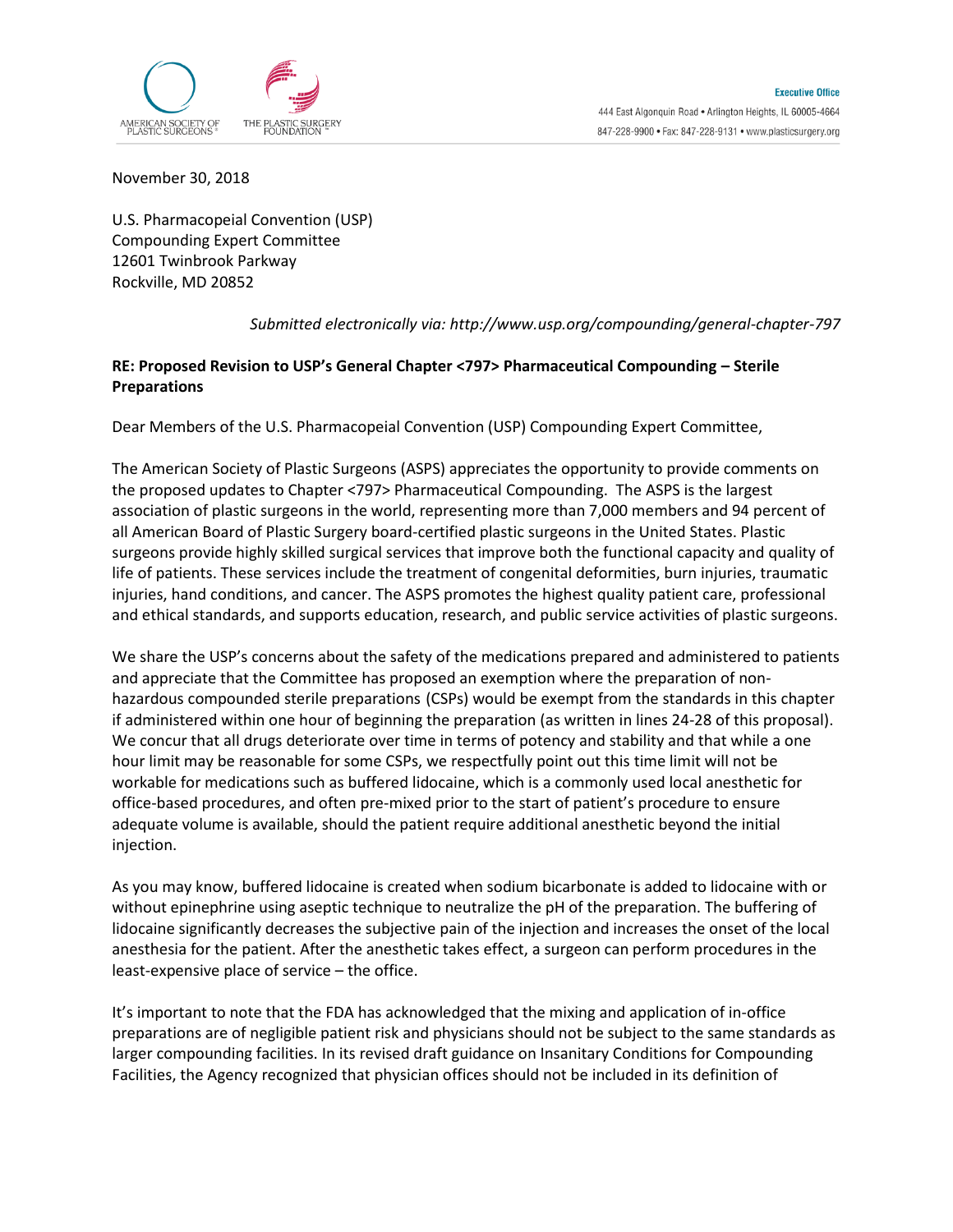AMERICAN SOCIETY OF PLASTIC SURGEONS®

THE PLASTIC SURGERY FOUNDATION™

**Executive Office**
444 East Algonquin Road • Arlington Heights, IL 60005-4664
847-228-9900 • Fax: 847-228-9131 • www.plasticsurgery.org

November 30, 2018

U.S. Pharmacopeial Convention (USP)
Compounding Expert Committee
12601 Twinbrook Parkway
Rockville, MD 20852

*Submitted electronically via: http://www.usp.org/compounding/general-chapter-797*

**RE: Proposed Revision to USP's General Chapter <797> Pharmaceutical Compounding – Sterile Preparations**

Dear Members of the U.S. Pharmacopeial Convention (USP) Compounding Expert Committee,

The American Society of Plastic Surgeons (ASPS) appreciates the opportunity to provide comments on the proposed updates to Chapter <797> Pharmaceutical Compounding. The ASPS is the largest association of plastic surgeons in the world, representing more than 7,000 members and 94 percent of all American Board of Plastic Surgery board-certified plastic surgeons in the United States. Plastic surgeons provide highly skilled surgical services that improve both the functional capacity and quality of life of patients. These services include the treatment of congenital deformities, burn injuries, traumatic injuries, hand conditions, and cancer. The ASPS promotes the highest quality patient care, professional and ethical standards, and supports education, research, and public service activities of plastic surgeons.

We share the USP's concerns about the safety of the medications prepared and administered to patients and appreciate that the Committee has proposed an exemption where the preparation of non-hazardous compounded sterile preparations (CSPs) would be exempt from the standards in this chapter if administered within one hour of beginning the preparation (as written in lines 24-28 of this proposal). We concur that all drugs deteriorate over time in terms of potency and stability and that while a one hour limit may be reasonable for some CSPs, we respectfully point out this time limit will not be workable for medications such as buffered lidocaine, which is a commonly used local anesthetic for office-based procedures, and often pre-mixed prior to the start of patient's procedure to ensure adequate volume is available, should the patient require additional anesthetic beyond the initial injection.

As you may know, buffered lidocaine is created when sodium bicarbonate is added to lidocaine with or without epinephrine using aseptic technique to neutralize the pH of the preparation. The buffering of lidocaine significantly decreases the subjective pain of the injection and increases the onset of the local anesthesia for the patient. After the anesthetic takes effect, a surgeon can perform procedures in the least-expensive place of service – the office.

It's important to note that the FDA has acknowledged that the mixing and application of in-office preparations are of negligible patient risk and physicians should not be subject to the same standards as larger compounding facilities. In its revised draft guidance on Insanitary Conditions for Compounding Facilities, the Agency recognized that physician offices should not be included in its definition of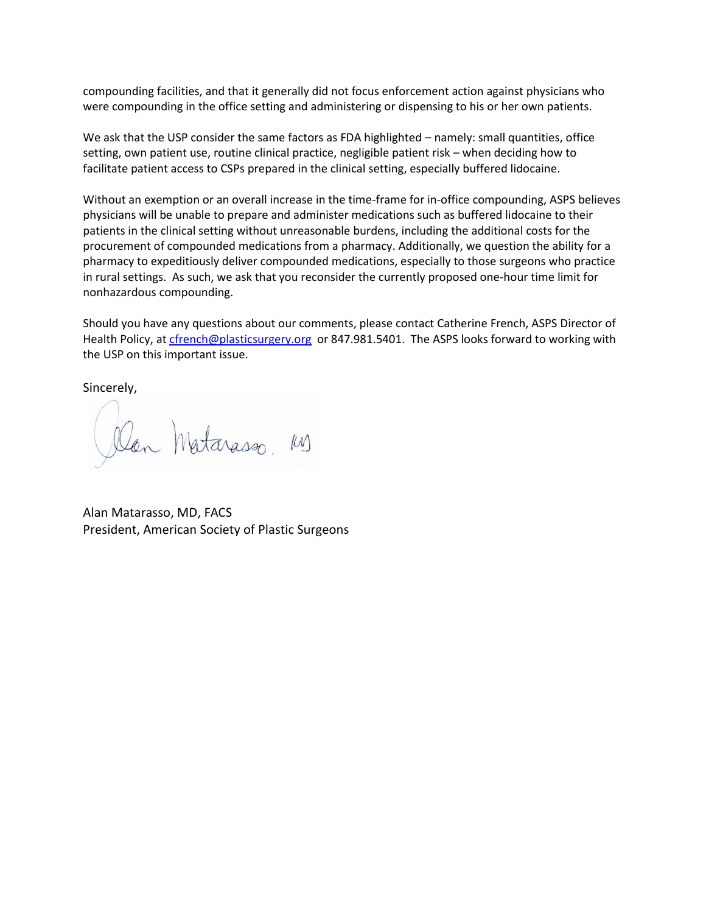compounding facilities, and that it generally did not focus enforcement action against physicians who were compounding in the office setting and administering or dispensing to his or her own patients.

We ask that the USP consider the same factors as FDA highlighted – namely: small quantities, office setting, own patient use, routine clinical practice, negligible patient risk – when deciding how to facilitate patient access to CSPs prepared in the clinical setting, especially buffered lidocaine.

Without an exemption or an overall increase in the time-frame for in-office compounding, ASPS believes physicians will be unable to prepare and administer medications such as buffered lidocaine to their patients in the clinical setting without unreasonable burdens, including the additional costs for the procurement of compounded medications from a pharmacy. Additionally, we question the ability for a pharmacy to expeditiously deliver compounded medications, especially to those surgeons who practice in rural settings. As such, we ask that you reconsider the currently proposed one-hour time limit for nonhazardous compounding.

Should you have any questions about our comments, please contact Catherine French, ASPS Director of Health Policy, at cfrench@plasticsurgery.org or 847.981.5401. The ASPS looks forward to working with the USP on this important issue.

Sincerely,

Alan Matarasso, MD

Alan Matarasso, MD, FACS
President, American Society of Plastic Surgeons